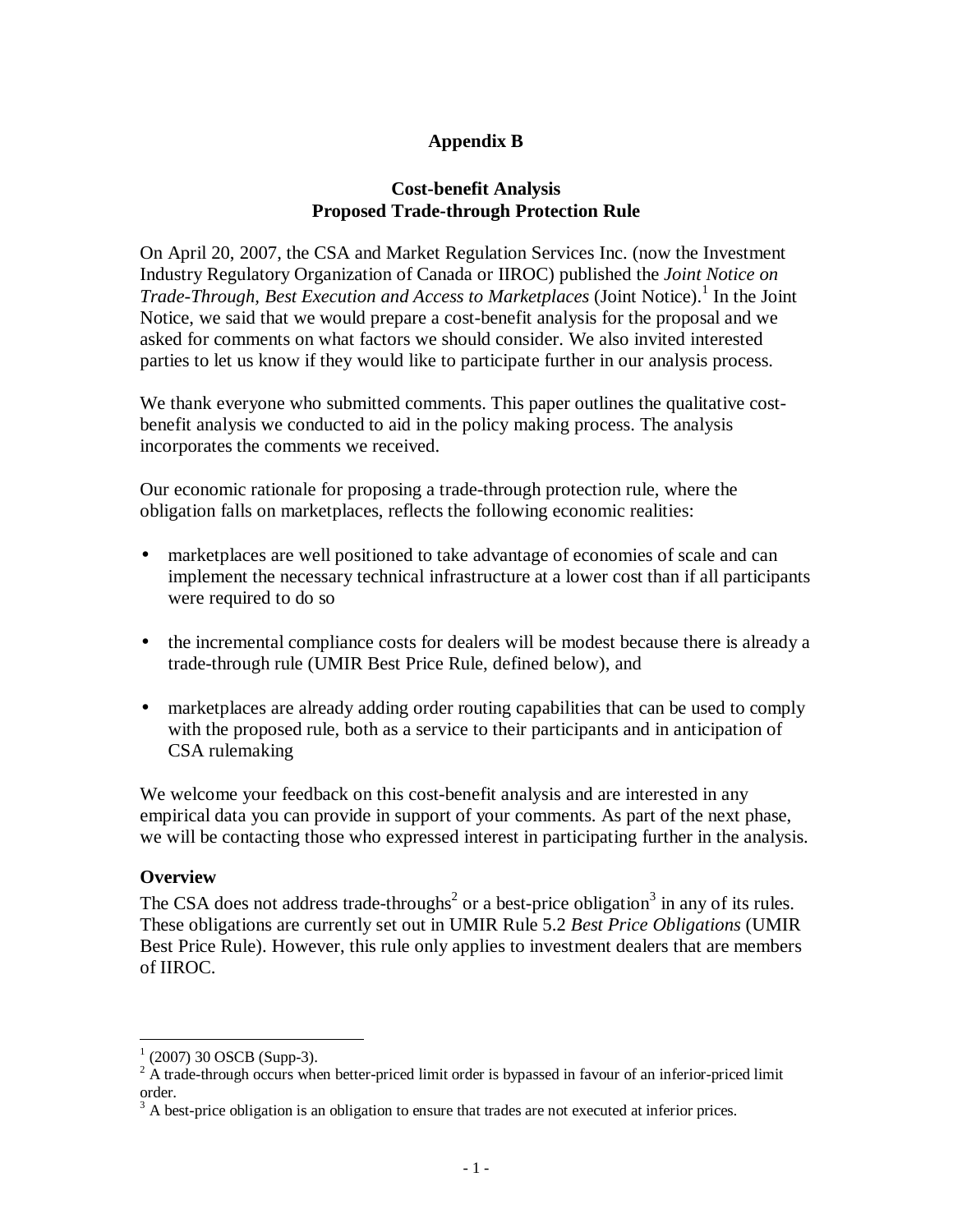**Appendix B**

**Cost-benefit Analysis**
**Proposed Trade-through Protection Rule**

On April 20, 2007, the CSA and Market Regulation Services Inc. (now the Investment Industry Regulatory Organization of Canada or IIROC) published the *Joint Notice on Trade-Through, Best Execution and Access to Marketplaces* (Joint Notice).[1] In the Joint Notice, we said that we would prepare a cost-benefit analysis for the proposal and we asked for comments on what factors we should consider. We also invited interested parties to let us know if they would like to participate further in our analysis process.

We thank everyone who submitted comments. This paper outlines the qualitative cost-benefit analysis we conducted to aid in the policy making process. The analysis incorporates the comments we received.

Our economic rationale for proposing a trade-through protection rule, where the obligation falls on marketplaces, reflects the following economic realities:

- marketplaces are well positioned to take advantage of economies of scale and can implement the necessary technical infrastructure at a lower cost than if all participants were required to do so
- the incremental compliance costs for dealers will be modest because there is already a trade-through rule (UMIR Best Price Rule, defined below), and
- marketplaces are already adding order routing capabilities that can be used to comply with the proposed rule, both as a service to their participants and in anticipation of CSA rulemaking

We welcome your feedback on this cost-benefit analysis and are interested in any empirical data you can provide in support of your comments. As part of the next phase, we will be contacting those who expressed interest in participating further in the analysis.

### Overview

The CSA does not address trade-throughs[2] or a best-price obligation[3] in any of its rules. These obligations are currently set out in UMIR Rule 5.2 *Best Price Obligations* (UMIR Best Price Rule). However, this rule only applies to investment dealers that are members of IIROC.

---

[1] (2007) 30 OSCB (Supp-3).

[2] A trade-through occurs when better-priced limit order is bypassed in favour of an inferior-priced limit order.

[3] A best-price obligation is an obligation to ensure that trades are not executed at inferior prices.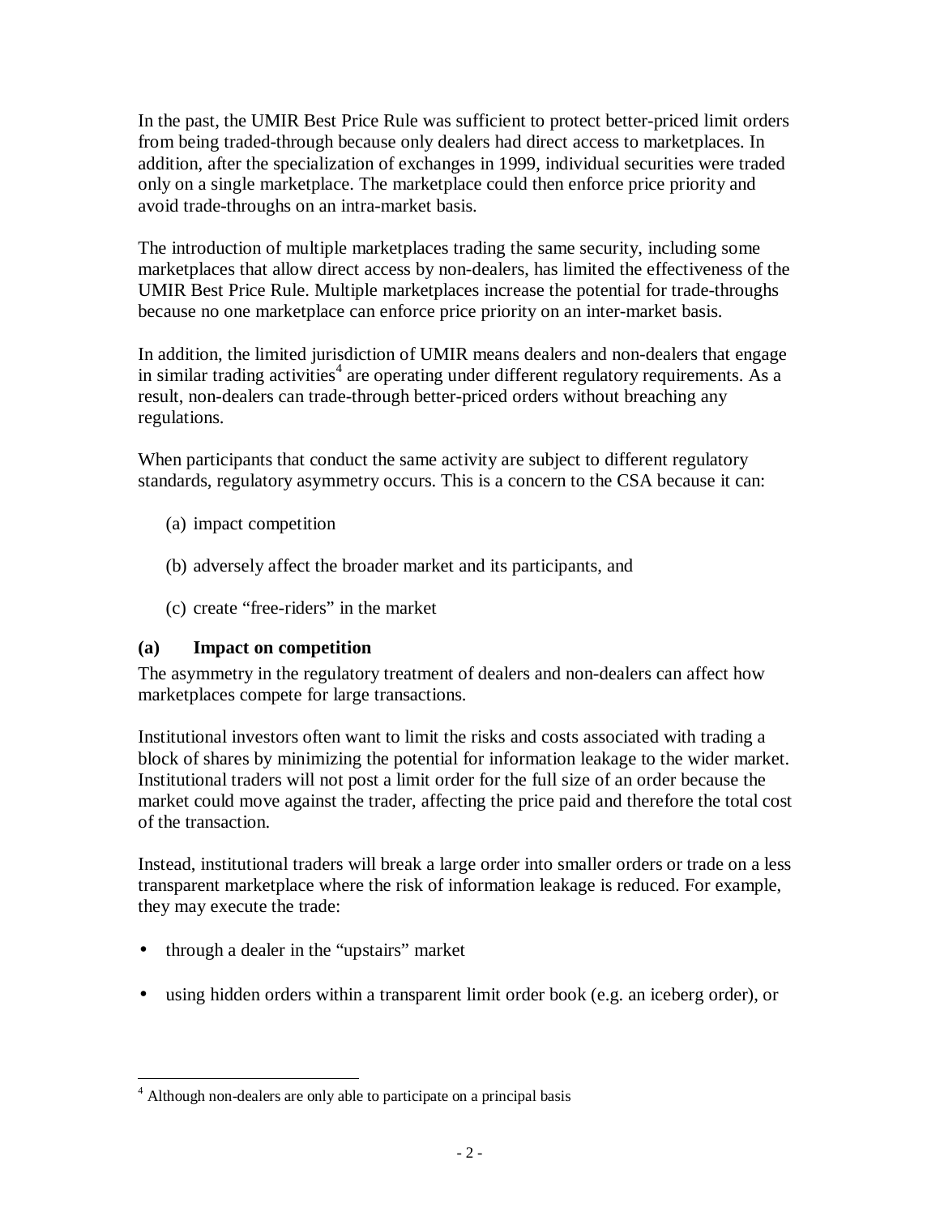In the past, the UMIR Best Price Rule was sufficient to protect better-priced limit orders from being traded-through because only dealers had direct access to marketplaces. In addition, after the specialization of exchanges in 1999, individual securities were traded only on a single marketplace. The marketplace could then enforce price priority and avoid trade-throughs on an intra-market basis.

The introduction of multiple marketplaces trading the same security, including some marketplaces that allow direct access by non-dealers, has limited the effectiveness of the UMIR Best Price Rule. Multiple marketplaces increase the potential for trade-throughs because no one marketplace can enforce price priority on an inter-market basis.

In addition, the limited jurisdiction of UMIR means dealers and non-dealers that engage in similar trading activities[4] are operating under different regulatory requirements. As a result, non-dealers can trade-through better-priced orders without breaching any regulations.

When participants that conduct the same activity are subject to different regulatory standards, regulatory asymmetry occurs. This is a concern to the CSA because it can:

(a) impact competition

(b) adversely affect the broader market and its participants, and

(c) create "free-riders" in the market

**(a) Impact on competition**

The asymmetry in the regulatory treatment of dealers and non-dealers can affect how marketplaces compete for large transactions.

Institutional investors often want to limit the risks and costs associated with trading a block of shares by minimizing the potential for information leakage to the wider market. Institutional traders will not post a limit order for the full size of an order because the market could move against the trader, affecting the price paid and therefore the total cost of the transaction.

Instead, institutional traders will break a large order into smaller orders or trade on a less transparent marketplace where the risk of information leakage is reduced. For example, they may execute the trade:

- through a dealer in the "upstairs" market
- using hidden orders within a transparent limit order book (e.g. an iceberg order), or

---

[4] Although non-dealers are only able to participate on a principal basis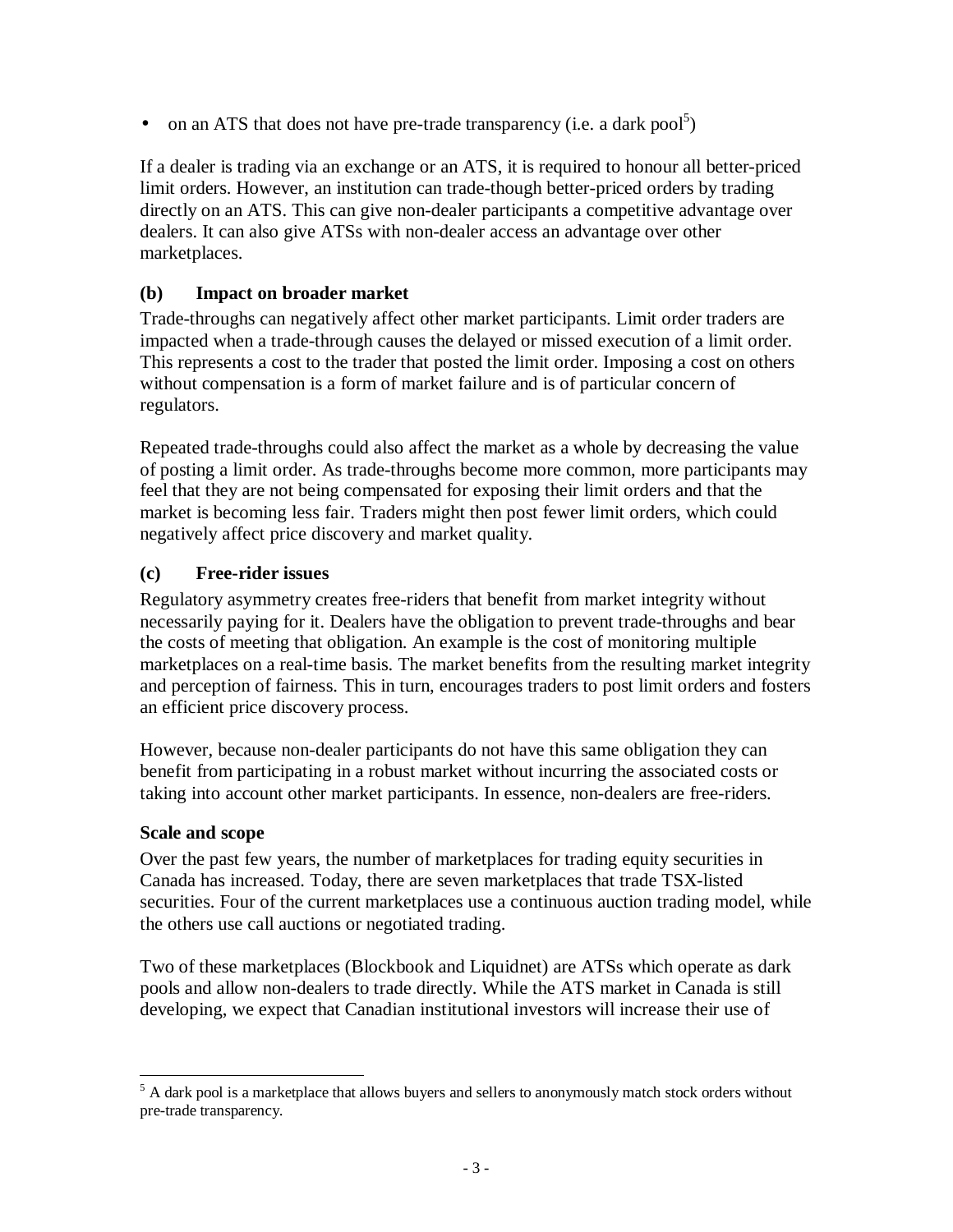- on an ATS that does not have pre-trade transparency (i.e. a dark pool[5])

If a dealer is trading via an exchange or an ATS, it is required to honour all better-priced limit orders. However, an institution can trade-though better-priced orders by trading directly on an ATS. This can give non-dealer participants a competitive advantage over dealers. It can also give ATSs with non-dealer access an advantage over other marketplaces.

### (b) Impact on broader market

Trade-throughs can negatively affect other market participants. Limit order traders are impacted when a trade-through causes the delayed or missed execution of a limit order. This represents a cost to the trader that posted the limit order. Imposing a cost on others without compensation is a form of market failure and is of particular concern of regulators.

Repeated trade-throughs could also affect the market as a whole by decreasing the value of posting a limit order. As trade-throughs become more common, more participants may feel that they are not being compensated for exposing their limit orders and that the market is becoming less fair. Traders might then post fewer limit orders, which could negatively affect price discovery and market quality.

### (c) Free-rider issues

Regulatory asymmetry creates free-riders that benefit from market integrity without necessarily paying for it. Dealers have the obligation to prevent trade-throughs and bear the costs of meeting that obligation. An example is the cost of monitoring multiple marketplaces on a real-time basis. The market benefits from the resulting market integrity and perception of fairness. This in turn, encourages traders to post limit orders and fosters an efficient price discovery process.

However, because non-dealer participants do not have this same obligation they can benefit from participating in a robust market without incurring the associated costs or taking into account other market participants. In essence, non-dealers are free-riders.

### Scale and scope

Over the past few years, the number of marketplaces for trading equity securities in Canada has increased. Today, there are seven marketplaces that trade TSX-listed securities. Four of the current marketplaces use a continuous auction trading model, while the others use call auctions or negotiated trading.

Two of these marketplaces (Blockbook and Liquidnet) are ATSs which operate as dark pools and allow non-dealers to trade directly. While the ATS market in Canada is still developing, we expect that Canadian institutional investors will increase their use of

---

[5] A dark pool is a marketplace that allows buyers and sellers to anonymously match stock orders without pre-trade transparency.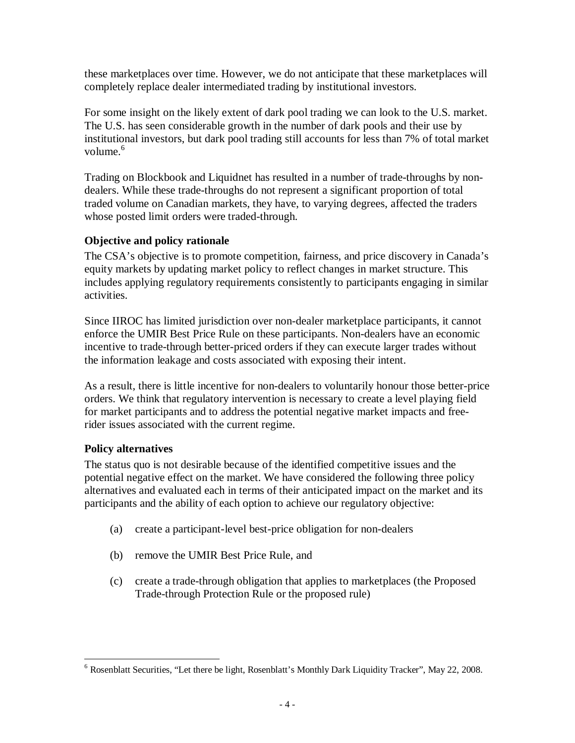these marketplaces over time. However, we do not anticipate that these marketplaces will completely replace dealer intermediated trading by institutional investors.

For some insight on the likely extent of dark pool trading we can look to the U.S. market. The U.S. has seen considerable growth in the number of dark pools and their use by institutional investors, but dark pool trading still accounts for less than 7% of total market volume.[6]

Trading on Blockbook and Liquidnet has resulted in a number of trade-throughs by non-dealers. While these trade-throughs do not represent a significant proportion of total traded volume on Canadian markets, they have, to varying degrees, affected the traders whose posted limit orders were traded-through.

### Objective and policy rationale

The CSA's objective is to promote competition, fairness, and price discovery in Canada's equity markets by updating market policy to reflect changes in market structure. This includes applying regulatory requirements consistently to participants engaging in similar activities.

Since IIROC has limited jurisdiction over non-dealer marketplace participants, it cannot enforce the UMIR Best Price Rule on these participants. Non-dealers have an economic incentive to trade-through better-priced orders if they can execute larger trades without the information leakage and costs associated with exposing their intent.

As a result, there is little incentive for non-dealers to voluntarily honour those better-price orders. We think that regulatory intervention is necessary to create a level playing field for market participants and to address the potential negative market impacts and free-rider issues associated with the current regime.

### Policy alternatives

The status quo is not desirable because of the identified competitive issues and the potential negative effect on the market. We have considered the following three policy alternatives and evaluated each in terms of their anticipated impact on the market and its participants and the ability of each option to achieve our regulatory objective:

(a) create a participant-level best-price obligation for non-dealers

(b) remove the UMIR Best Price Rule, and

(c) create a trade-through obligation that applies to marketplaces (the Proposed Trade-through Protection Rule or the proposed rule)

---

[6] Rosenblatt Securities, "Let there be light, Rosenblatt's Monthly Dark Liquidity Tracker", May 22, 2008.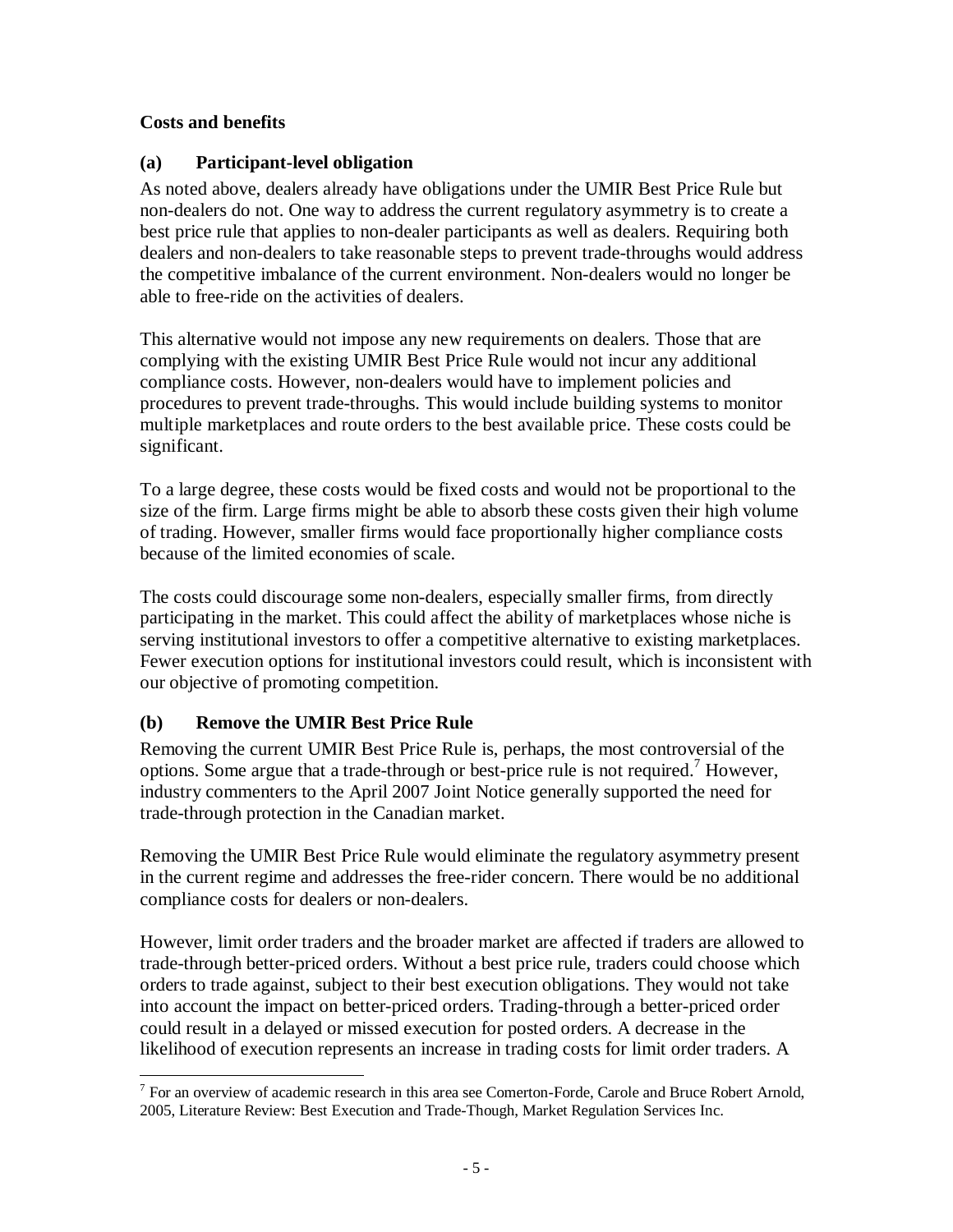**Costs and benefits**

**(a) Participant-level obligation**

As noted above, dealers already have obligations under the UMIR Best Price Rule but non-dealers do not. One way to address the current regulatory asymmetry is to create a best price rule that applies to non-dealer participants as well as dealers. Requiring both dealers and non-dealers to take reasonable steps to prevent trade-throughs would address the competitive imbalance of the current environment. Non-dealers would no longer be able to free-ride on the activities of dealers.

This alternative would not impose any new requirements on dealers. Those that are complying with the existing UMIR Best Price Rule would not incur any additional compliance costs. However, non-dealers would have to implement policies and procedures to prevent trade-throughs. This would include building systems to monitor multiple marketplaces and route orders to the best available price. These costs could be significant.

To a large degree, these costs would be fixed costs and would not be proportional to the size of the firm. Large firms might be able to absorb these costs given their high volume of trading. However, smaller firms would face proportionally higher compliance costs because of the limited economies of scale.

The costs could discourage some non-dealers, especially smaller firms, from directly participating in the market. This could affect the ability of marketplaces whose niche is serving institutional investors to offer a competitive alternative to existing marketplaces. Fewer execution options for institutional investors could result, which is inconsistent with our objective of promoting competition.

**(b) Remove the UMIR Best Price Rule**

Removing the current UMIR Best Price Rule is, perhaps, the most controversial of the options. Some argue that a trade-through or best-price rule is not required.[7] However, industry commenters to the April 2007 Joint Notice generally supported the need for trade-through protection in the Canadian market.

Removing the UMIR Best Price Rule would eliminate the regulatory asymmetry present in the current regime and addresses the free-rider concern. There would be no additional compliance costs for dealers or non-dealers.

However, limit order traders and the broader market are affected if traders are allowed to trade-through better-priced orders. Without a best price rule, traders could choose which orders to trade against, subject to their best execution obligations. They would not take into account the impact on better-priced orders. Trading-through a better-priced order could result in a delayed or missed execution for posted orders. A decrease in the likelihood of execution represents an increase in trading costs for limit order traders. A

[7] For an overview of academic research in this area see Comerton-Forde, Carole and Bruce Robert Arnold, 2005, Literature Review: Best Execution and Trade-Though, Market Regulation Services Inc.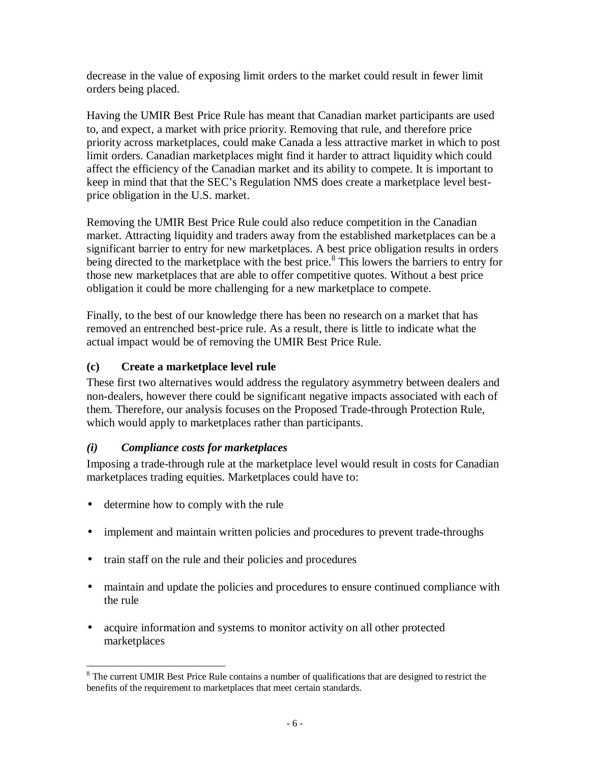decrease in the value of exposing limit orders to the market could result in fewer limit orders being placed.

Having the UMIR Best Price Rule has meant that Canadian market participants are used to, and expect, a market with price priority. Removing that rule, and therefore price priority across marketplaces, could make Canada a less attractive market in which to post limit orders. Canadian marketplaces might find it harder to attract liquidity which could affect the efficiency of the Canadian market and its ability to compete. It is important to keep in mind that that the SEC's Regulation NMS does create a marketplace level best-price obligation in the U.S. market.

Removing the UMIR Best Price Rule could also reduce competition in the Canadian market. Attracting liquidity and traders away from the established marketplaces can be a significant barrier to entry for new marketplaces. A best price obligation results in orders being directed to the marketplace with the best price.[8] This lowers the barriers to entry for those new marketplaces that are able to offer competitive quotes. Without a best price obligation it could be more challenging for a new marketplace to compete.

Finally, to the best of our knowledge there has been no research on a market that has removed an entrenched best-price rule. As a result, there is little to indicate what the actual impact would be of removing the UMIR Best Price Rule.

### (c) Create a marketplace level rule

These first two alternatives would address the regulatory asymmetry between dealers and non-dealers, however there could be significant negative impacts associated with each of them. Therefore, our analysis focuses on the Proposed Trade-through Protection Rule, which would apply to marketplaces rather than participants.

#### *(i) Compliance costs for marketplaces*

Imposing a trade-through rule at the marketplace level would result in costs for Canadian marketplaces trading equities. Marketplaces could have to:

- determine how to comply with the rule
- implement and maintain written policies and procedures to prevent trade-throughs
- train staff on the rule and their policies and procedures
- maintain and update the policies and procedures to ensure continued compliance with the rule
- acquire information and systems to monitor activity on all other protected marketplaces

---

[8] The current UMIR Best Price Rule contains a number of qualifications that are designed to restrict the benefits of the requirement to marketplaces that meet certain standards.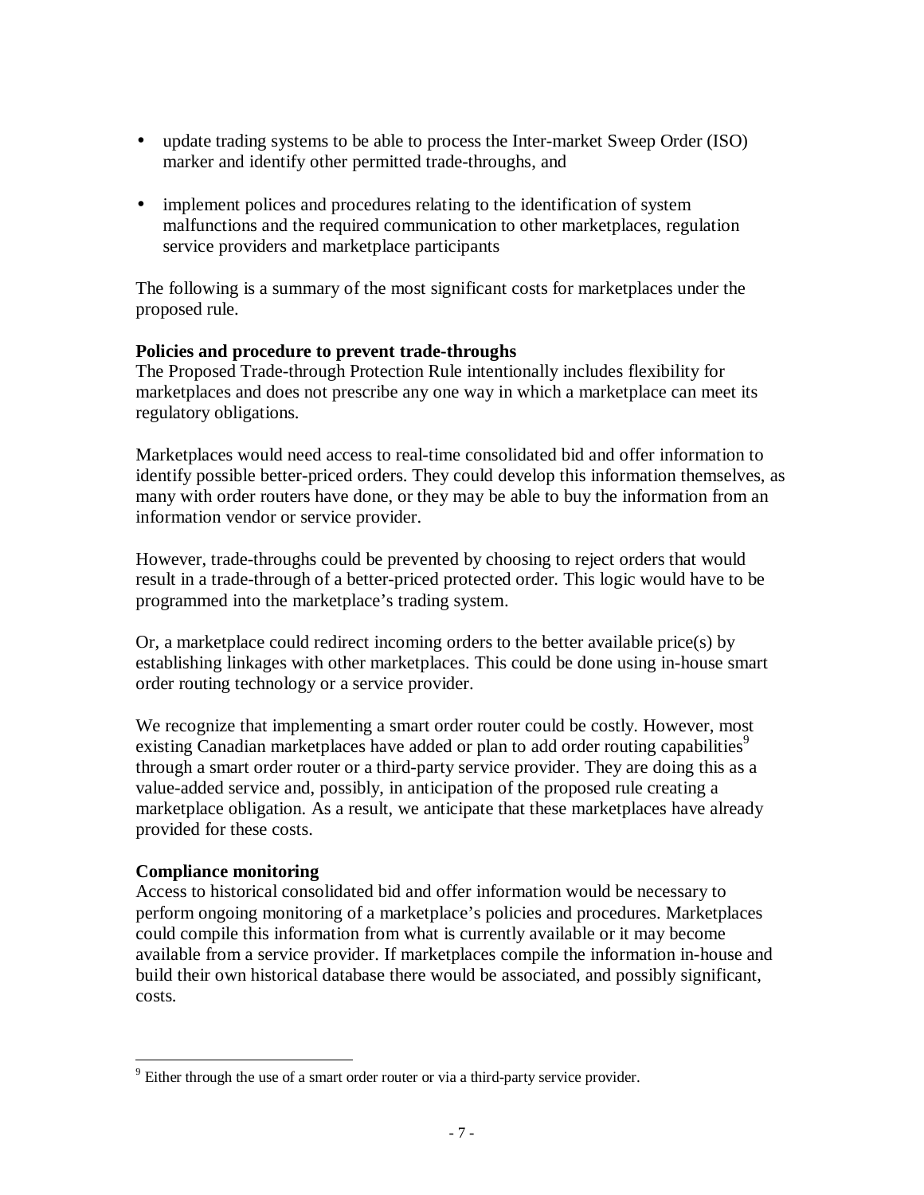- update trading systems to be able to process the Inter-market Sweep Order (ISO) marker and identify other permitted trade-throughs, and

- implement polices and procedures relating to the identification of system malfunctions and the required communication to other marketplaces, regulation service providers and marketplace participants

The following is a summary of the most significant costs for marketplaces under the proposed rule.

**Policies and procedure to prevent trade-throughs**

The Proposed Trade-through Protection Rule intentionally includes flexibility for marketplaces and does not prescribe any one way in which a marketplace can meet its regulatory obligations.

Marketplaces would need access to real-time consolidated bid and offer information to identify possible better-priced orders. They could develop this information themselves, as many with order routers have done, or they may be able to buy the information from an information vendor or service provider.

However, trade-throughs could be prevented by choosing to reject orders that would result in a trade-through of a better-priced protected order. This logic would have to be programmed into the marketplace's trading system.

Or, a marketplace could redirect incoming orders to the better available price(s) by establishing linkages with other marketplaces. This could be done using in-house smart order routing technology or a service provider.

We recognize that implementing a smart order router could be costly. However, most existing Canadian marketplaces have added or plan to add order routing capabilities[9] through a smart order router or a third-party service provider. They are doing this as a value-added service and, possibly, in anticipation of the proposed rule creating a marketplace obligation. As a result, we anticipate that these marketplaces have already provided for these costs.

**Compliance monitoring**

Access to historical consolidated bid and offer information would be necessary to perform ongoing monitoring of a marketplace's policies and procedures. Marketplaces could compile this information from what is currently available or it may become available from a service provider. If marketplaces compile the information in-house and build their own historical database there would be associated, and possibly significant, costs.

[9] Either through the use of a smart order router or via a third-party service provider.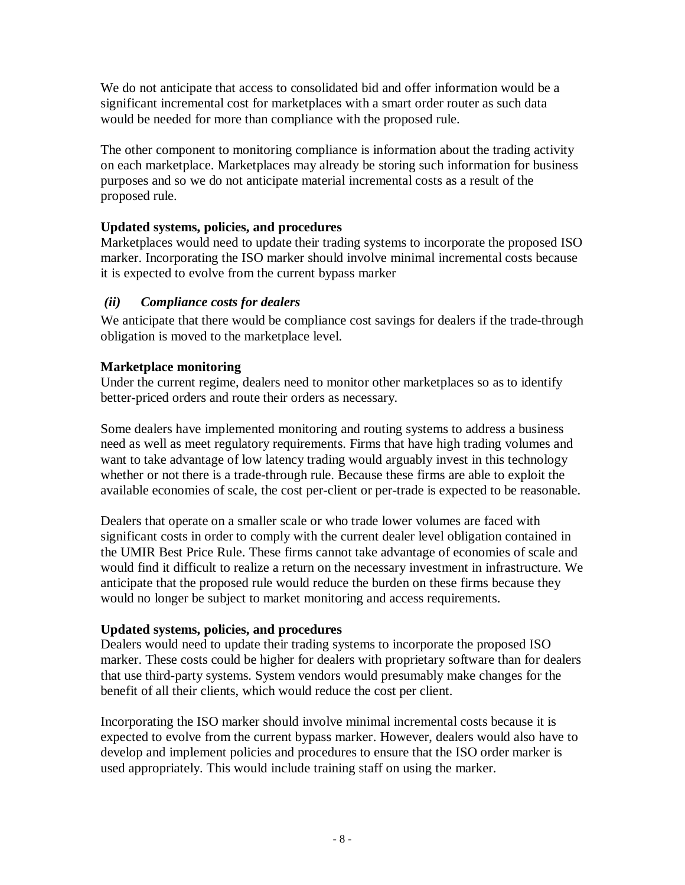We do not anticipate that access to consolidated bid and offer information would be a significant incremental cost for marketplaces with a smart order router as such data would be needed for more than compliance with the proposed rule.

The other component to monitoring compliance is information about the trading activity on each marketplace. Marketplaces may already be storing such information for business purposes and so we do not anticipate material incremental costs as a result of the proposed rule.

**Updated systems, policies, and procedures**
Marketplaces would need to update their trading systems to incorporate the proposed ISO marker. Incorporating the ISO marker should involve minimal incremental costs because it is expected to evolve from the current bypass marker

***(ii) Compliance costs for dealers***

We anticipate that there would be compliance cost savings for dealers if the trade-through obligation is moved to the marketplace level.

**Marketplace monitoring**
Under the current regime, dealers need to monitor other marketplaces so as to identify better-priced orders and route their orders as necessary.

Some dealers have implemented monitoring and routing systems to address a business need as well as meet regulatory requirements. Firms that have high trading volumes and want to take advantage of low latency trading would arguably invest in this technology whether or not there is a trade-through rule. Because these firms are able to exploit the available economies of scale, the cost per-client or per-trade is expected to be reasonable.

Dealers that operate on a smaller scale or who trade lower volumes are faced with significant costs in order to comply with the current dealer level obligation contained in the UMIR Best Price Rule. These firms cannot take advantage of economies of scale and would find it difficult to realize a return on the necessary investment in infrastructure. We anticipate that the proposed rule would reduce the burden on these firms because they would no longer be subject to market monitoring and access requirements.

**Updated systems, policies, and procedures**
Dealers would need to update their trading systems to incorporate the proposed ISO marker. These costs could be higher for dealers with proprietary software than for dealers that use third-party systems. System vendors would presumably make changes for the benefit of all their clients, which would reduce the cost per client.

Incorporating the ISO marker should involve minimal incremental costs because it is expected to evolve from the current bypass marker. However, dealers would also have to develop and implement policies and procedures to ensure that the ISO order marker is used appropriately. This would include training staff on using the marker.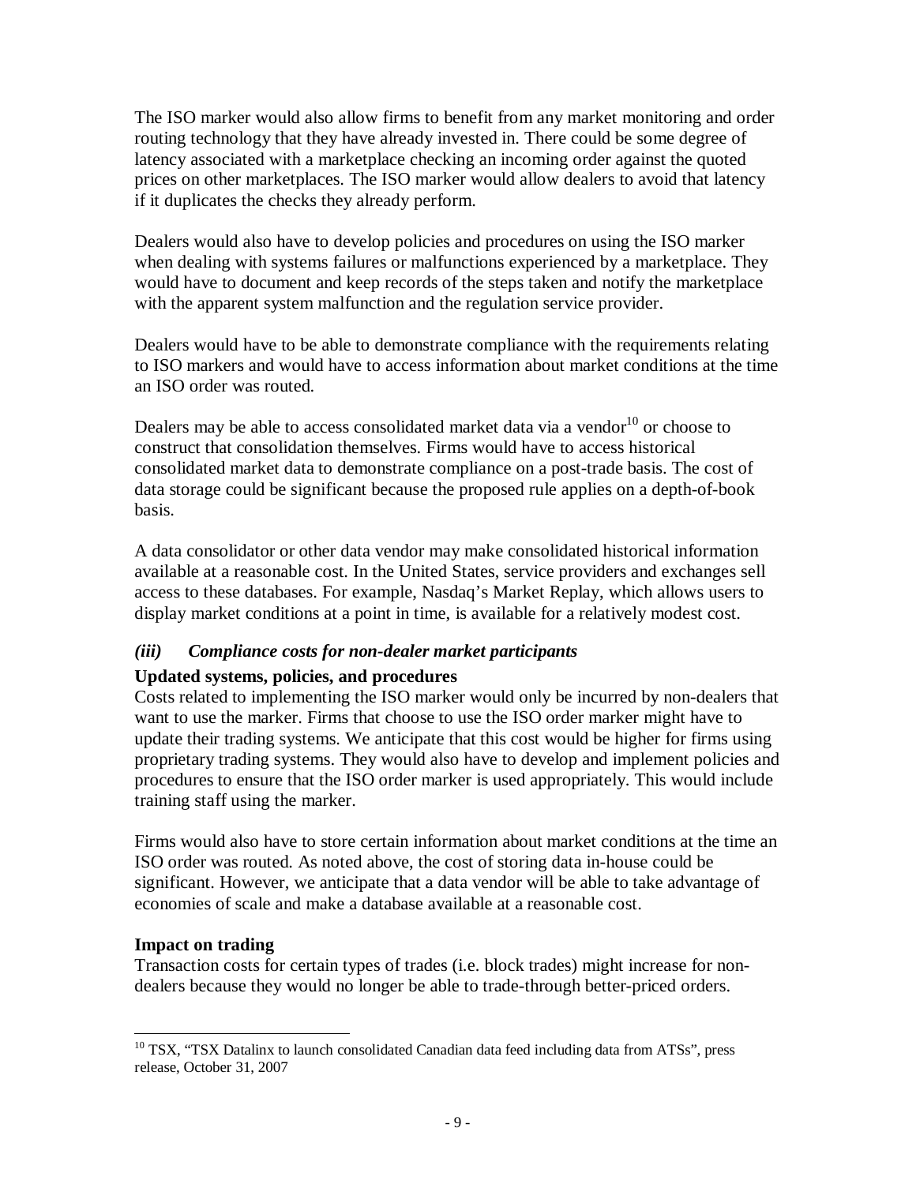The ISO marker would also allow firms to benefit from any market monitoring and order routing technology that they have already invested in. There could be some degree of latency associated with a marketplace checking an incoming order against the quoted prices on other marketplaces. The ISO marker would allow dealers to avoid that latency if it duplicates the checks they already perform.

Dealers would also have to develop policies and procedures on using the ISO marker when dealing with systems failures or malfunctions experienced by a marketplace. They would have to document and keep records of the steps taken and notify the marketplace with the apparent system malfunction and the regulation service provider.

Dealers would have to be able to demonstrate compliance with the requirements relating to ISO markers and would have to access information about market conditions at the time an ISO order was routed.

Dealers may be able to access consolidated market data via a vendor[10] or choose to construct that consolidation themselves. Firms would have to access historical consolidated market data to demonstrate compliance on a post-trade basis. The cost of data storage could be significant because the proposed rule applies on a depth-of-book basis.

A data consolidator or other data vendor may make consolidated historical information available at a reasonable cost. In the United States, service providers and exchanges sell access to these databases. For example, Nasdaq's Market Replay, which allows users to display market conditions at a point in time, is available for a relatively modest cost.

### *(iii) Compliance costs for non-dealer market participants*

**Updated systems, policies, and procedures**

Costs related to implementing the ISO marker would only be incurred by non-dealers that want to use the marker. Firms that choose to use the ISO order marker might have to update their trading systems. We anticipate that this cost would be higher for firms using proprietary trading systems. They would also have to develop and implement policies and procedures to ensure that the ISO order marker is used appropriately. This would include training staff using the marker.

Firms would also have to store certain information about market conditions at the time an ISO order was routed. As noted above, the cost of storing data in-house could be significant. However, we anticipate that a data vendor will be able to take advantage of economies of scale and make a database available at a reasonable cost.

**Impact on trading**

Transaction costs for certain types of trades (i.e. block trades) might increase for non-dealers because they would no longer be able to trade-through better-priced orders.

---

[10] TSX, "TSX Datalinx to launch consolidated Canadian data feed including data from ATSs", press release, October 31, 2007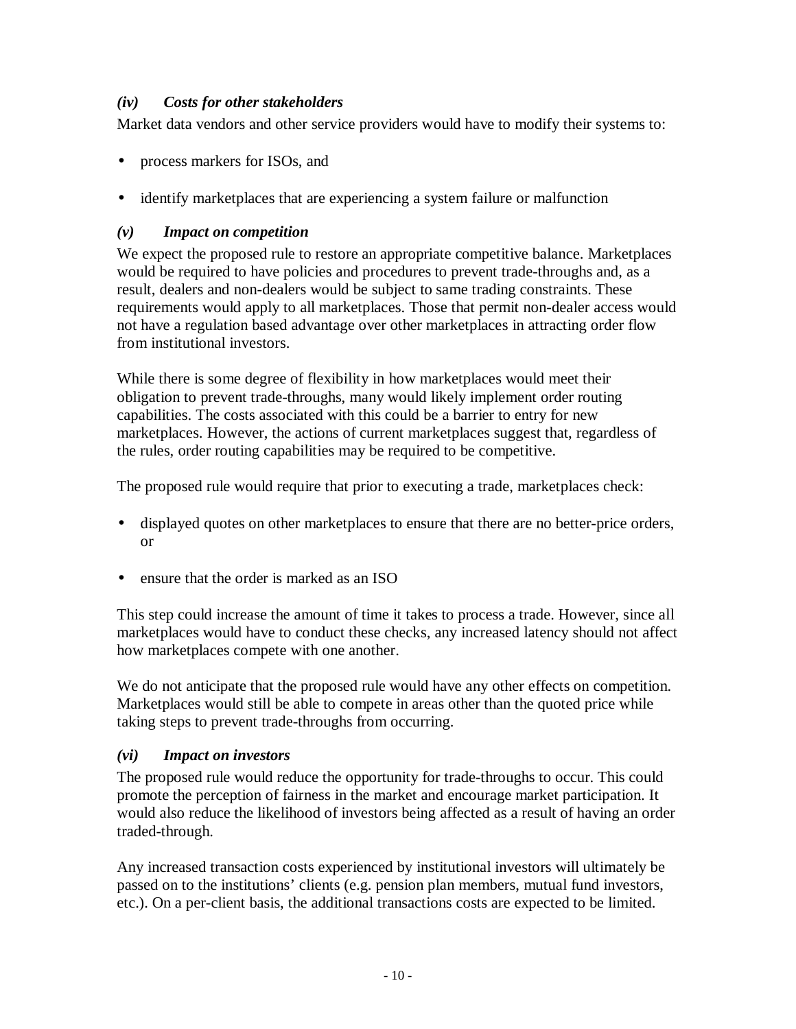### *(iv) Costs for other stakeholders*

Market data vendors and other service providers would have to modify their systems to:

- process markers for ISOs, and
- identify marketplaces that are experiencing a system failure or malfunction

### *(v) Impact on competition*

We expect the proposed rule to restore an appropriate competitive balance. Marketplaces would be required to have policies and procedures to prevent trade-throughs and, as a result, dealers and non-dealers would be subject to same trading constraints. These requirements would apply to all marketplaces. Those that permit non-dealer access would not have a regulation based advantage over other marketplaces in attracting order flow from institutional investors.

While there is some degree of flexibility in how marketplaces would meet their obligation to prevent trade-throughs, many would likely implement order routing capabilities. The costs associated with this could be a barrier to entry for new marketplaces. However, the actions of current marketplaces suggest that, regardless of the rules, order routing capabilities may be required to be competitive.

The proposed rule would require that prior to executing a trade, marketplaces check:

- displayed quotes on other marketplaces to ensure that there are no better-price orders, or
- ensure that the order is marked as an ISO

This step could increase the amount of time it takes to process a trade. However, since all marketplaces would have to conduct these checks, any increased latency should not affect how marketplaces compete with one another.

We do not anticipate that the proposed rule would have any other effects on competition. Marketplaces would still be able to compete in areas other than the quoted price while taking steps to prevent trade-throughs from occurring.

### *(vi) Impact on investors*

The proposed rule would reduce the opportunity for trade-throughs to occur. This could promote the perception of fairness in the market and encourage market participation. It would also reduce the likelihood of investors being affected as a result of having an order traded-through.

Any increased transaction costs experienced by institutional investors will ultimately be passed on to the institutions' clients (e.g. pension plan members, mutual fund investors, etc.). On a per-client basis, the additional transactions costs are expected to be limited.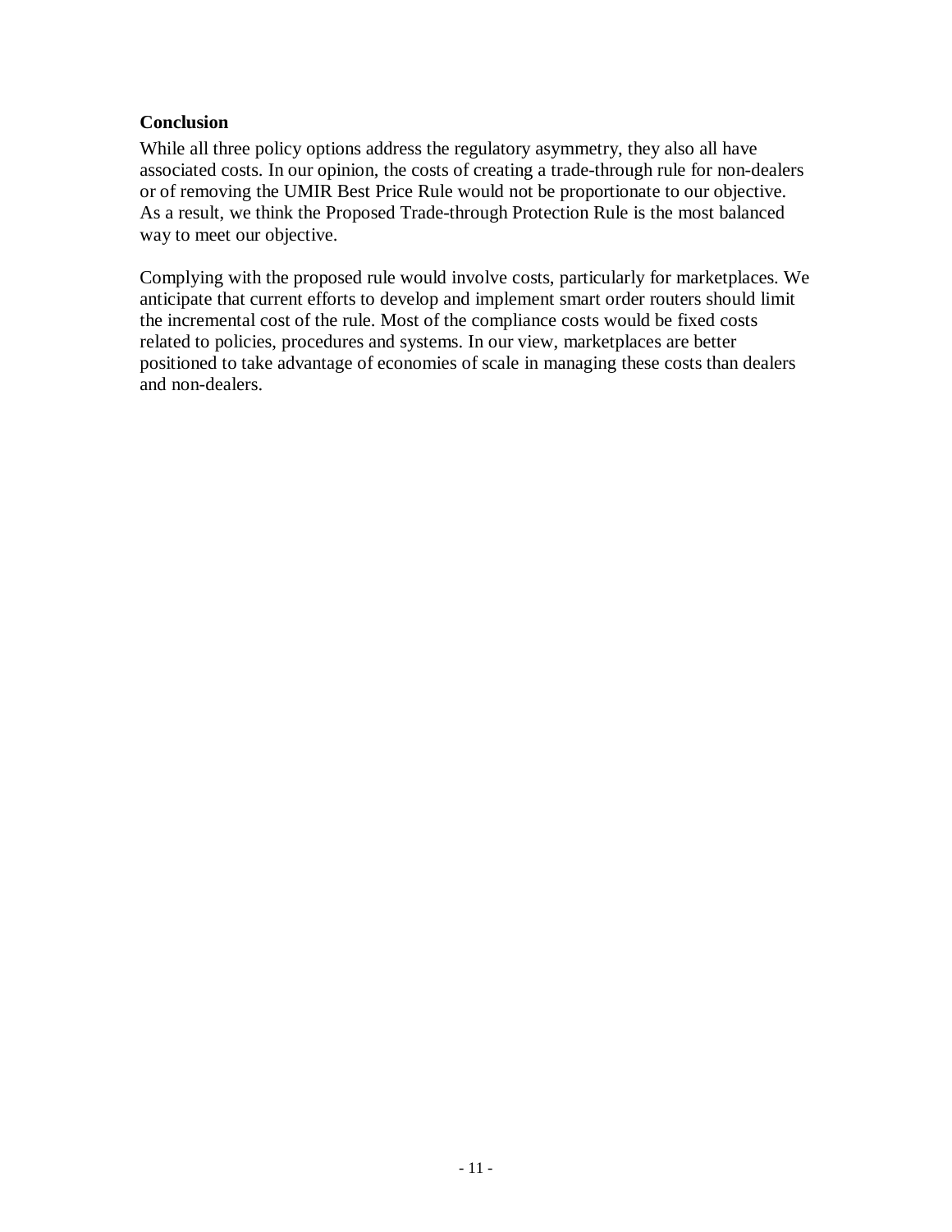**Conclusion**

While all three policy options address the regulatory asymmetry, they also all have associated costs. In our opinion, the costs of creating a trade-through rule for non-dealers or of removing the UMIR Best Price Rule would not be proportionate to our objective. As a result, we think the Proposed Trade-through Protection Rule is the most balanced way to meet our objective.

Complying with the proposed rule would involve costs, particularly for marketplaces. We anticipate that current efforts to develop and implement smart order routers should limit the incremental cost of the rule. Most of the compliance costs would be fixed costs related to policies, procedures and systems. In our view, marketplaces are better positioned to take advantage of economies of scale in managing these costs than dealers and non-dealers.